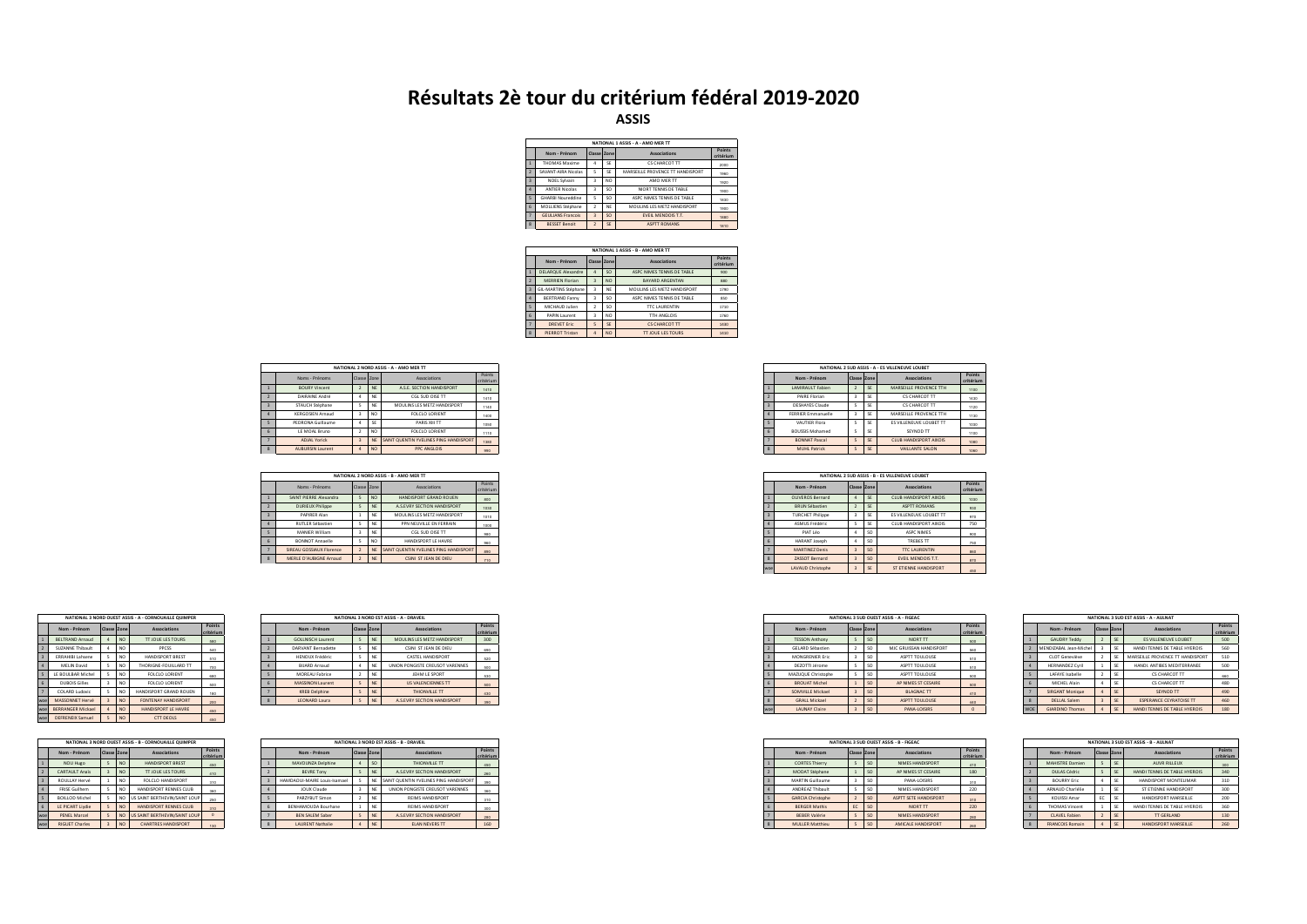# Résultats 2è tour du critérium fédéral 2019-2020

## ASSIS

| | NATIONAL 1 ASSIS - A - AMO MER TT | | | | |
|---|---|---|---|---|---|
| | Nom - Prénom | Classe | Zone | Associations | Points critérium |
| 1 | THOMAS Maxime | 4 | SE | CS CHARCOT TT | 2000 |
| 2 | SAVANT-AIRA Nicolas | 5 | SE | MARSEILLE PROVENCE TT HANDISPORT | 1960 |
| 3 | NOEL Sylvain | 3 | NO | AMO MER TT | 1920 |
| 4 | ANTIER Nicolas | 3 | SO | NIORT TENNIS DE TABLE | 1900 |
| 5 | GHARBI Noureddine | 5 | SO | ASPC NIMES TENNIS DE TABLE | 1920 |
| 6 | MOULIENS Stéphane | 2 | NE | MOULINS LES METZ HANDISPORT | 1900 |
| 7 | GEULJANS Francois | 3 | SO | EVEIL MENDOIS T.T. | 1880 |
| 8 | BESSET Benoit | 2 | SE | ASPTT ROMANS | 1850 |

| | NATIONAL 1 ASSIS - B - AMO MER TT | | | | |
|---|---|---|---|---|---|
| | Nom - Prénom | Classe | Zone | Associations | Points critérium |
| 1 | DELARQUE Alexandre | 4 | SO | ASPC NIMES TENNIS DE TABLE | 900 |
| 2 | MERRIEN Florian | 3 | NO | BAYARD ARGENTAN | 880 |
| 3 | GIL-MARTINS Stéphane | 3 | NE | MOULINS LES METZ HANDISPORT | 1790 |
| 4 | BERTRAND Fanny | 3 | SO | ASPC NIMES TENNIS DE TABLE | 850 |
| 5 | MICHAUD Julien | 2 | SO | TTC LAURENTIN | 1710 |
| 6 | PAPIN Laurent | 3 | NO | TTH ANGLOIS | 1760 |
| 7 | DREVET Eric | 5 | SE | CS CHARCOT TT | 1600 |
| 8 | PIERROT Tristan | 4 | NO | TT JOUE LES TOURS | 1650 |

| | NATIONAL 2 NORD ASSIS - A - AMO MER TT | | | | |
|---|---|---|---|---|---|
| | Noms - Prénoms | Classe | Zone | Associations | Points critérium |
| 1 | BOURY Vincent | 2 | NE | A.S.E. SECTION HANDISPORT | 1410 |
| 2 | DAIRAINE André | 4 | NE | CGL SUD OISE TT | 1410 |
| 3 | STAUCH Stéphane | 5 | NE | MOULINS LES METZ HANDISPORT | 1140 |
| 4 | KERGOSIEN Arnaud | 3 | NO | FOLCLO LORIENT | 1400 |
| 5 | PEDRONA Guillaume | 4 | SE | PARIS XIII TT | 1090 |
| 6 | LE MOAL Bruno | 2 | NO | FOLCLO LORIENT | 1110 |
| 7 | ADJAL Yorick | 3 | NE | SAINT-QUENTIN YVELINES PING HANDISPORT | 1080 |
| 8 | AUBURSIN Laurent | 4 | NO | PPC ANGLOIS | 980 |

| | NATIONAL 2 NORD ASSIS - B - AMO MER TT | | | | |
|---|---|---|---|---|---|
| | Noms - Prénoms | Classe | Zone | Associations | Points critérium |
| 1 | SAINT PIERRE Alexandra | 5 | NO | HANDISPORT GRAND ROUEN | 480 |
| 2 | DURIEUX Philippe | 5 | NE | A.S.EVRY SECTION HANDISPORT | 1030 |
| 3 | PAPRIER Alan | 1 | NE | MOULINS LES METZ HANDISPORT | 1010 |
| 4 | RUTLER Sébastien | 5 | NE | PPN NEUVILLE EN FERRAIN | 1000 |
| 5 | MANIER William | 3 | NE | CGL SUD OISE TT | 980 |
| 6 | BONNOT Annaelle | 5 | NO | HANDISPORT LE HAVRE | 980 |
| 7 | SIREAU GOSSIAUX Florence | 2 | NE | SAINT-QUENTIN YVELINES PING HANDISPORT | 880 |
| 8 | MERLE D'AUBIGNE Arnaud | 2 | NE | CSINI ST JEAN DE DIEU | 770 |

| | NATIONAL 2 SUD ASSIS - A - ES VILLENEUVE LOUBET | | | | |
|---|---|---|---|---|---|
| | Nom - Prénom | Classe | Zone | Associations | Points critérium |
| 1 | LAMIRAULT Fabien | 2 | SE | MARSEILLE PROVENCE TTH | 1180 |
| 2 | PAIRE Florian | 3 | SE | CS CHARCOT TT | 1430 |
| 3 | DESHAYES Claude | 5 | SE | CS CHARCOT TT | 1120 |
| 4 | FERRIER Emmanuelle | 3 | SE | MARSEILLE PROVENCE TTH | 1130 |
| 5 | VAUTIER Flora | 5 | SE | ES VILLENEUVE LOUBET TT | 1030 |
| 6 | BOUSSIS Mohamed | 5 | SE | SEYNOD TT | 1100 |
| 7 | BONNAT Pascal | 5 | SE | CLUB HANDISPORT AIXOIS | 1080 |
| 8 | MUHL Patrick | 5 | SE | VAILLANTE SALON | 1060 |

| | NATIONAL 2 SUD ASSIS - B - ES VILLENEUVE LOUBET | | | | |
|---|---|---|---|---|---|
| | Nom - Prénom | Classe | Zone | Associations | Points critérium |
| 1 | OLIVEROS Bernard | 4 | SE | CLUB HANDISPORT AIXOIS | 1000 |
| 2 | BRUN Sébastien | 2 | SE | ASPTT ROMANS | 930 |
| 3 | TURCHET Philippe | 3 | SE | ES VILLENEUVE LOUBET TT | 970 |
| 4 | ASMUS Frédéric | 5 | SE | CLUB HANDISPORT AIXOIS | 750 |
| 5 | PIAT Léo | 4 | SO | ASPC NIMES | 900 |
| 6 | ARRAP Joseph | 4 | SO | TREBES TT | 750 |
| 7 | MARTINEZ Denis | 3 | SO | TTC LAURENTIN | 860 |
| 8 | ZASSOT Bernard | 3 | SO | EVEIL MENDOIS T.T. | 870 |
| WO | LAVAUD Christophe | 3 | SE | ST ETIENNE HANDISPORT | 450 |

| | NATIONAL 3 NORD OUEST ASSIS - A - CORNOUAILLE QUIMPER | | | | |
|---|---|---|---|---|---|
| | Nom - Prénom | Classe | Zone | Associations | Points critérium |
| 1 | BELTRAND Arnaud | 4 | NO | TT JOUE LES TOURS | 980 |
| 2 | SUZANNE Thibault | 4 | NO | PPCSS | 940 |
| 3 | ERRAHBI Lahcene | 5 | NO | HANDISPORT BREST | 970 |
| 4 | MELIN David | 5 | NO | THORIGNE-FOUILLARD TT | 750 |
| 5 | LE BOULBAR Michel | 5 | NO | FOLCLO LORIENT | 880 |
| 6 | DUBOIS Gilles | 3 | NO | FOLCLO LORIENT | 900 |
| 7 | COLARD Ludovic | 5 | NO | HANDISPORT GRAND ROUEN | 780 |
| WO | MASSONNET Hervé | 3 | NO | FONTENAY HANDISPORT | 200 |
| WO | BERRANGER Mickael | 4 | NO | HANDISPORT LE HAVRE | 450 |
| WO | DEFRENEIX Samuel | 5 | NO | CTT DEOLS | 450 |

| | NATIONAL 3 NORD OUEST ASSIS - B - CORNOUAILLE QUIMPER | | | | |
|---|---|---|---|---|---|
| | Nom - Prénom | Classe | Zone | Associations | Points critérium |
| 1 | NDIU Hugo | 5 | NO | HANDISPORT BREST | 490 |
| 2 | CARTAULT Anaïs | 3 | NO | TT JOUE LES TOURS | 410 |
| 3 | ROULLAY Hervé | 1 | NO | FOLCLO HANDISPORT | 370 |
| 4 | FRISE Guilhem | 5 | NO | HANDISPORT RENNES CLUB | 380 |
| 5 | BOILLOD Michel | 5 | NO | US SAINT BERTHEVIN/SAINT LOUP | 290 |
| 6 | LE PICART Lydie | 5 | NO | HANDISPORT RENNES CLUB | 310 |
| WO | FENEL Marcel | 5 | NO | US SAINT BERTHEVIN/SAINT LOUP | 0 |
| WO | RIGUET Charles | 3 | NO | CHARTRES HANDISPORT | 130 |

| | NATIONAL 3 NORD EST ASSIS - A - DRAVEIL | | | | |
|---|---|---|---|---|---|
| | Nom - Prénom | Classe | Zone | Associations | Points critérium |
| 1 | GOLLNISCH Laurent | 5 | NE | MOULINS LES METZ HANDISPORT | 700 |
| 2 | DARVANT Bernadette | 5 | NE | CSINI ST JEAN DE DIEU | 690 |
| 3 | HENDUX Frédéric | 5 | NE | CASTEL HANDISPORT | 520 |
| 4 | BIJARD Arnaud | 4 | NE | UNION PONGISTE CREUSOT VARENNES | 660 |
| 5 | MOREAU Fabrice | 2 | NE | JEHM LE SPORT | 530 |
| 6 | MASSINON Laurent | 5 | NE | US VALENCIENNES TT | 460 |
| 7 | KREB Delphine | 5 | NE | THIONVILLE TT | 430 |
| 8 | LEONARD Laura | 5 | NE | A.S.EVRY SECTION HANDISPORT | 380 |

| | NATIONAL 3 NORD EST ASSIS - B - DRAVEIL | | | | |
|---|---|---|---|---|---|
| | Nom - Prénom | Classe | Zone | Associations | Points critérium |
| 1 | MAVOUNZA Delphine | 4 | SO | THIONVILLE TT | 480 |
| 2 | BEVRE Tony | 5 | NE | A.S.EVRY SECTION HANDISPORT | 260 |
| 3 | HAMDAOUI-MAIRE Louis-Ismael | 5 | NE | SAINT-QUENTIN YVELINES PING HANDISPORT | 380 |
| 4 | JOUX Claude | 3 | NE | UNION PONGISTE CREUSOT VARENNES | 380 |
| 5 | PARZYBUT Simon | 2 | NE | REIMS HANDISPORT | 310 |
| 6 | BENHAMOUDA Bourhane | 1 | NE | REIMS HANDISPORT | 300 |
| 7 | BEN SALEM Saber | 5 | NE | A.S.EVRY SECTION HANDISPORT | 260 |
| 8 | LAURENT Nathalie | 4 | NE | ELAN NEVERS TT | 160 |

| | NATIONAL 3 SUD OUEST ASSIS - A - FIGEAC | | | | |
|---|---|---|---|---|---|
| | Nom - Prénom | Classe | Zone | Associations | Points critérium |
| 1 | TESSON Anthony | 5 | SO | NIORT TT | 900 |
| 2 | GELARD Sébastien | 2 | SO | MJC GRUISSAN HANDISPORT | 960 |
| 3 | MONGRENIER Eric | 3 | SO | ASPTT TOULOUSE | 870 |
| 4 | DEZOTTI Jérome | 5 | SO | ASPTT TOULOUSE | 870 |
| 5 | MAZUQUE Christophe | 5 | SO | ASPTT TOULOUSE | 900 |
| 6 | BROUAT Michel | 1 | SO | AP NIMES ST CESAIRE | 800 |
| 7 | SOMVILLE Mickael | 3 | SO | BLAGNAC TT | 410 |
| 8 | GRALL Mickael | 2 | SO | ASPTT TOULOUSE | 440 |
| WO | LAUNAY Claire | 3 | SO | PANA-LOISIRS | 0 |

| | NATIONAL 3 SUD OUEST ASSIS - B - FIGEAC | | | | |
|---|---|---|---|---|---|
| | Nom - Prénom | Classe | Zone | Associations | Points critérium |
| 1 | CORTES Thierry | 5 | SO | NIMES HANDISPORT | 410 |
| 2 | MODAT Stéphane | 1 | SO | AP NIMES ST CESAIRE | 180 |
| 3 | MARTIN Guillaume | 3 | SO | PANA-LOISIRS | 310 |
| 4 | ANDREAZ Thibault | 5 | SO | NIMES HANDISPORT | 220 |
| 5 | GARCIA Christophe | 2 | SO | ASPTT SETE HANDISPORT | 310 |
| 6 | BERGER Mathis | EC | SO | NIORT TT | 220 |
| 7 | BEBER Valérie | 5 | SO | NIMES HANDISPORT | 260 |
| 8 | MULLER Matthieu | 5 | SO | AMICALE HANDISPORT | 260 |

| | NATIONAL 3 SUD EST ASSIS - A - AULNAT | | | | |
|---|---|---|---|---|---|
| | Nom - Prénom | Classe | Zone | Associations | Points critérium |
| 1 | GAUDRY Teddy | 2 | SE | ES VILLENEUVE LOUBET | 500 |
| 2 | MENDIZABAL Jean-Michel | 3 | SE | HANDI TENNIS DE TABLE HYEROIS | 560 |
| 3 | CLOT Geneviève | 2 | SE | MARSEILLE PROVENCE TT HANDISPORT | 510 |
| 4 | HERNANDEZ Cyril | 1 | SE | HANDI ANTIBES MEDITERRANEE | 500 |
| 5 | LAFAYE Isabelle | 2 | SE | CS CHARCOT TT | 460 |
| 6 | MICHEL Alain | 4 | SE | CS CHARCOT TT | 480 |
| 7 | SIRGANT Monique | 4 | SE | SEYNOD TT | 490 |
| 8 | DELLAL Salem | 3 | SE | ESPERANCE CEYRATOISE TT | 460 |
| WO | GIARDINO Thomas | 4 | SE | HANDI TENNIS DE TABLE HYEROIS | 180 |

| | NATIONAL 3 SUD EST ASSIS - B - AULNAT | | | | |
|---|---|---|---|---|---|
| | Nom - Prénom | Classe | Zone | Associations | Points critérium |
| 1 | MAHISTRE Damien | 5 | SE | AUVR RILLEUX | 380 |
| 2 | DULAS Cédric | 5 | SE | HANDI TENNIS DE TABLE HYEROIS | 340 |
| 3 | BOURRY Eric | 4 | SE | HANDISPORT MONTELIMAR | 310 |
| 4 | ARNAUD Charlélie | 1 | SE | ST ETIENNE HANDISPORT | 300 |
| 5 | KOUISSI Amar | EC | SE | HANDISPORT MARSEILLE | 200 |
| 6 | THOMAS Vincent | 1 | SE | HANDI TENNIS DE TABLE HYEROIS | 360 |
| 7 | CLAVEL Fabien | 2 | SE | TT GERLAND | 130 |
| 8 | FRANCOIS Romain | 4 | SE | HANDISPORT MARSEILLE | 260 |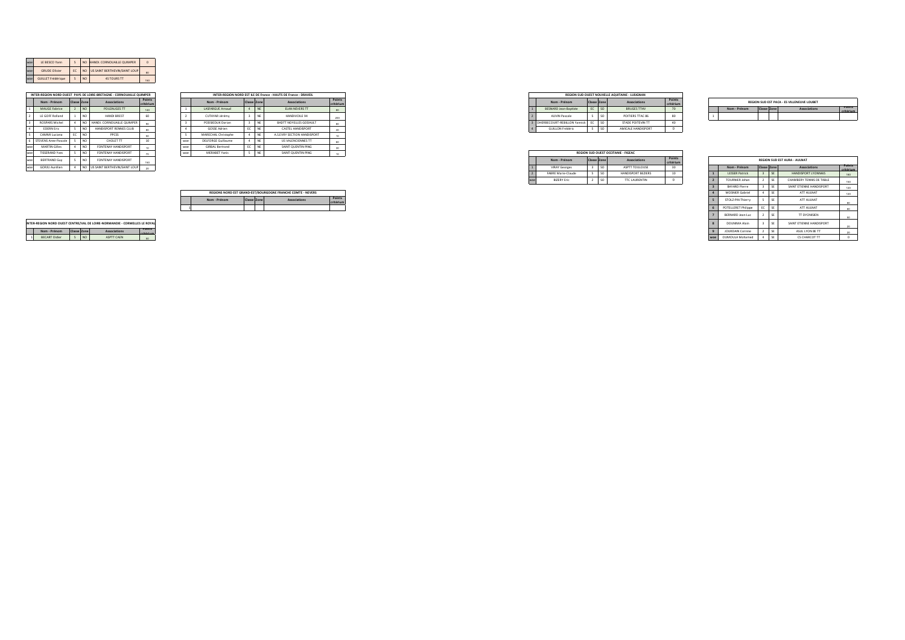| | | | | | |
|---|---|---|---|---|---|
| WO | LE BESCO Yann | 5 | NO | HANDI. CORNOUAILLE QUIMPER | 0 |
| WO | GRUDE Olivier | EC | NO | US SAINT BERTHEVIN/SAINT LOUP | 80 |
| WO | GUILLET Frédérique | 5 | NO | 4S TOURS TT | 100 |

| INTER-REGION NORD OUEST PAYS DE LOIRE-BRETAGNE - CORNOUAILLE QUIMPER | | | | | |
|---|---|---|---|---|---|
| | Nom - Prénom | Classe | Zone | Associations | Points critérium |
| 1 | MAUGE Fabrice | 2 | NO | POUZAUGES TT | 140 |
| 2 | LE GOFF Rolland | 1 | NO | HANDI BREST | 60 |
| 3 | ROSPARS Michel | 4 | NO | HANDI. CORNOUAILLE QUIMPER | 80 |
| 4 | EDERN Eric | 5 | NO | HANDISPORT RENNES CLUB | 80 |
| 5 | CAMMI Luciana | EC | NO | PPCSS | 90 |
| 6 | STEVENS Anne-Pascale | 5 | NO | CHOLET TT | 50 |
| WO | MARTIN Gilles | 4 | NO | FONTENAY HANDISPORT | 50 |
| WO | TISSERAND Yves | 5 | NO | FONTENAY HANDISPORT | 70 |
| WO | BERTRAND Guy | 5 | NO | FONTENAY HANDISPORT | 100 |
| WO | GORIU Aurélien | 4 | NO | US SAINT BERTHEVIN/SAINT LOUP | 20 |

| INTER-REGION NORD OUEST CENTRE/VAL DE LOIRE-NORMANDIE - CORMELLES LE ROYAL | | | | | |
|---|---|---|---|---|---|
| | Nom - Prénom | Classe | Zone | Associations | Points critérium |
| 1 | BECART Didier | 5 | NO | ASPTT CAEN | 90 |

| INTER-REGION NORD EST ILE DE France - HAUTS DE France - DRAVEIL | | | | | |
|---|---|---|---|---|---|
| | Nom - Prénom | Classe | Zone | Associations | Points critérium |
| 1 | LASFARGUE Arnaud | 4 | NE | ELAN NEVERS TT | 80 |
| 2 | CUTAYAR Jérémy | 3 | NE | HANDIVOILE 94 | 200 |
| 3 | PODSEDLIK Dorian | 3 | NE | BADTT NOYELLES GODAULT | 80 |
| 4 | GOSSE Adrien | EC | NE | CASTEL HANDISPORT | 80 |
| 5 | MARECHAL Christophe | 4 | NE | A.S.EVRY SECTION HANDISPORT | 50 |
| WO | DELFORGE Guillaume | 4 | NE | US VALENCIENNES TT | 80 |
| WO | GIRBAL Bertrand | EC | NE | SAINT QUENTIN PING | 30 |
| WO | MERABET Yanis | 5 | NE | SAINT QUENTIN PING | 50 |

| REGIONS NORD EST GRAND-EST/BOURGOGNE FRANCHE COMTE - NEVERS | | | | | |
|---|---|---|---|---|---|
| | Nom - Prénom | Classe | Zone | Associations | Points critérium |
| 1 | | | | | |

| REGION SUD OUEST NOUVELLE AQUITAINE - LUSIGNAN | | | | | |
|---|---|---|---|---|---|
| | Nom - Prénom | Classe | Zone | Associations | Points critérium |
| 1 | BESNARD Jean-Baptiste | EC | SO | BRUGES TTHV | 70 |
| 2 | AUVIN Pascale | 5 | SO | POITIERS TTAC 86 | 80 |
| 3 | DHERBECOURT-REBILLON Yannick | EC | SO | STADE POITEVIN TT | 40 |
| 4 | GUILLON Frédéric | 5 | SO | AMICALE HANDISPORT | 0 |

| REGION SUD OUEST OCCITANIE - FIGEAC | | | | | |
|---|---|---|---|---|---|
| | Nom - Prénom | Classe | Zone | Associations | Points critérium |
| 1 | VIRAY Georges | 3 | SO | ASPTT TOULOUSE | 30 |
| 2 | FABRE Marie-Claude | 5 | SO | HANDISPORT BEZIERS | 10 |
| WO | BIZERY Eric | 2 | SO | TTC LAURENTIN | 0 |

| REGION SUD EST PACA - ES VILLENEUVE LOUBET | | | | | |
|---|---|---|---|---|---|
| | Nom - Prénom | Classe | Zone | Associations | Points critérium |
| 1 | | | | | |

| REGION SUD EST AURA - AULNAT | | | | | |
|---|---|---|---|---|---|
| | Nom - Prénom | Classe | Zone | Associations | Points critérium |
| 1 | LESSER Patrick | 3 | SE | HANDISPORT LYONNAIS | 180 |
| 2 | TOURNIER Johan | 2 | SE | CHAMBERY TENNIS DE TABLE | 150 |
| 3 | BAYARD Pierre | 3 | SE | SAINT ETIENNE HANDISPORT | 120 |
| 4 | MOSNIER Gabriel | 4 | SE | ATT AULNAT | 120 |
| 5 | STOLZ-PIN Thierry | 5 | SE | ATT AULNAT | 80 |
| 6 | POTELLERET Philippe | EC | SE | ATT AULNAT | 80 |
| 7 | BERNARD Jean-Luc | 2 | SE | TT DYONISIEN | 90 |
| 8 | DOUNIMA Alain | 3 | SE | SAINT ETIENNE HANDISPORT | 20 |
| 9 | JOURDAIN Corinne | 2 | SE | ASUL LYON 8E TT | 20 |
| WO | DJAIDOULA Mohamed | 4 | SE | CS CHARCOT TT | 0 |